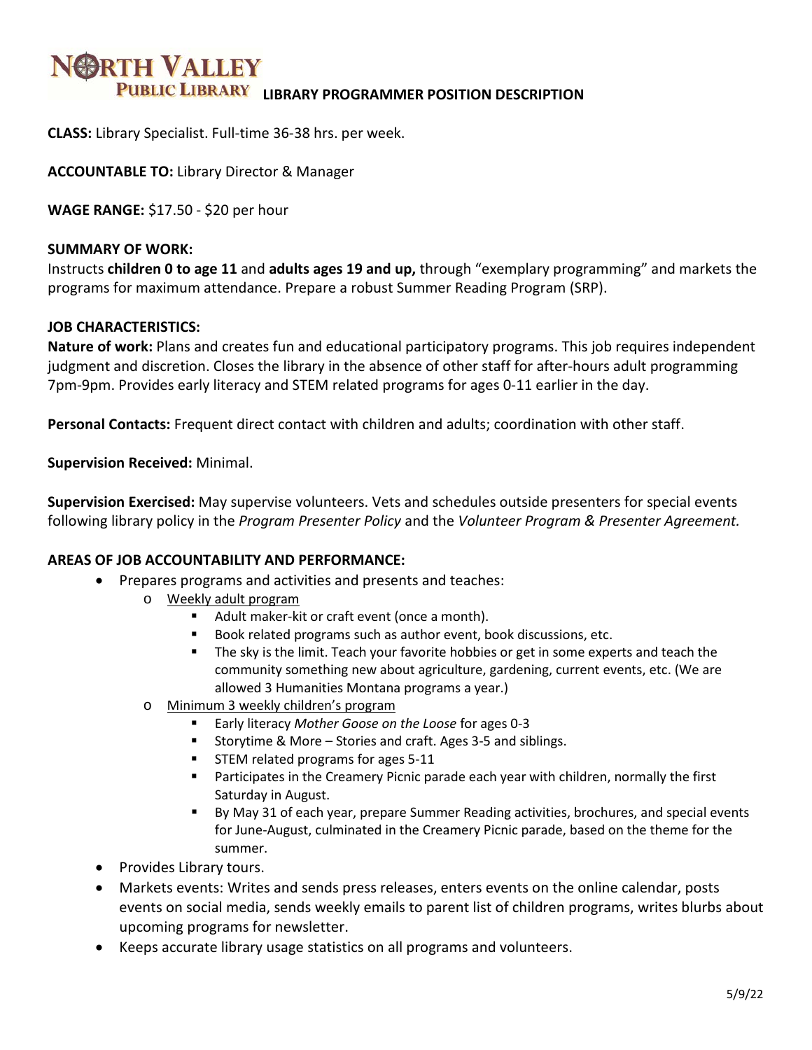# NORTH VALLEY PUBLIC LIBRARY

## LIBRARY PROGRAMMER POSITION DESCRIPTION

**CLASS:** Library Specialist. Full-time 36-38 hrs. per week.

**ACCOUNTABLE TO:** Library Director & Manager

**WAGE RANGE:** $17.50 - $20 per hour

**SUMMARY OF WORK:**
Instructs **children 0 to age 11** and **adults ages 19 and up,** through "exemplary programming" and markets the programs for maximum attendance. Prepare a robust Summer Reading Program (SRP).

**JOB CHARACTERISTICS:**
**Nature of work:** Plans and creates fun and educational participatory programs. This job requires independent judgment and discretion. Closes the library in the absence of other staff for after-hours adult programming 7pm-9pm. Provides early literacy and STEM related programs for ages 0-11 earlier in the day.

**Personal Contacts:** Frequent direct contact with children and adults; coordination with other staff.

**Supervision Received:** Minimal.

**Supervision Exercised:** May supervise volunteers. Vets and schedules outside presenters for special events following library policy in the *Program Presenter Policy* and the *Volunteer Program & Presenter Agreement.*

**AREAS OF JOB ACCOUNTABILITY AND PERFORMANCE:**

- Prepares programs and activities and presents and teaches:
  - Weekly adult program
    - Adult maker-kit or craft event (once a month).
    - Book related programs such as author event, book discussions, etc.
    - The sky is the limit. Teach your favorite hobbies or get in some experts and teach the community something new about agriculture, gardening, current events, etc. (We are allowed 3 Humanities Montana programs a year.)
  - Minimum 3 weekly children's program
    - Early literacy *Mother Goose on the Loose* for ages 0-3
    - Storytime & More – Stories and craft. Ages 3-5 and siblings.
    - STEM related programs for ages 5-11
    - Participates in the Creamery Picnic parade each year with children, normally the first Saturday in August.
    - By May 31 of each year, prepare Summer Reading activities, brochures, and special events for June-August, culminated in the Creamery Picnic parade, based on the theme for the summer.
- Provides Library tours.
- Markets events: Writes and sends press releases, enters events on the online calendar, posts events on social media, sends weekly emails to parent list of children programs, writes blurbs about upcoming programs for newsletter.
- Keeps accurate library usage statistics on all programs and volunteers.

5/9/22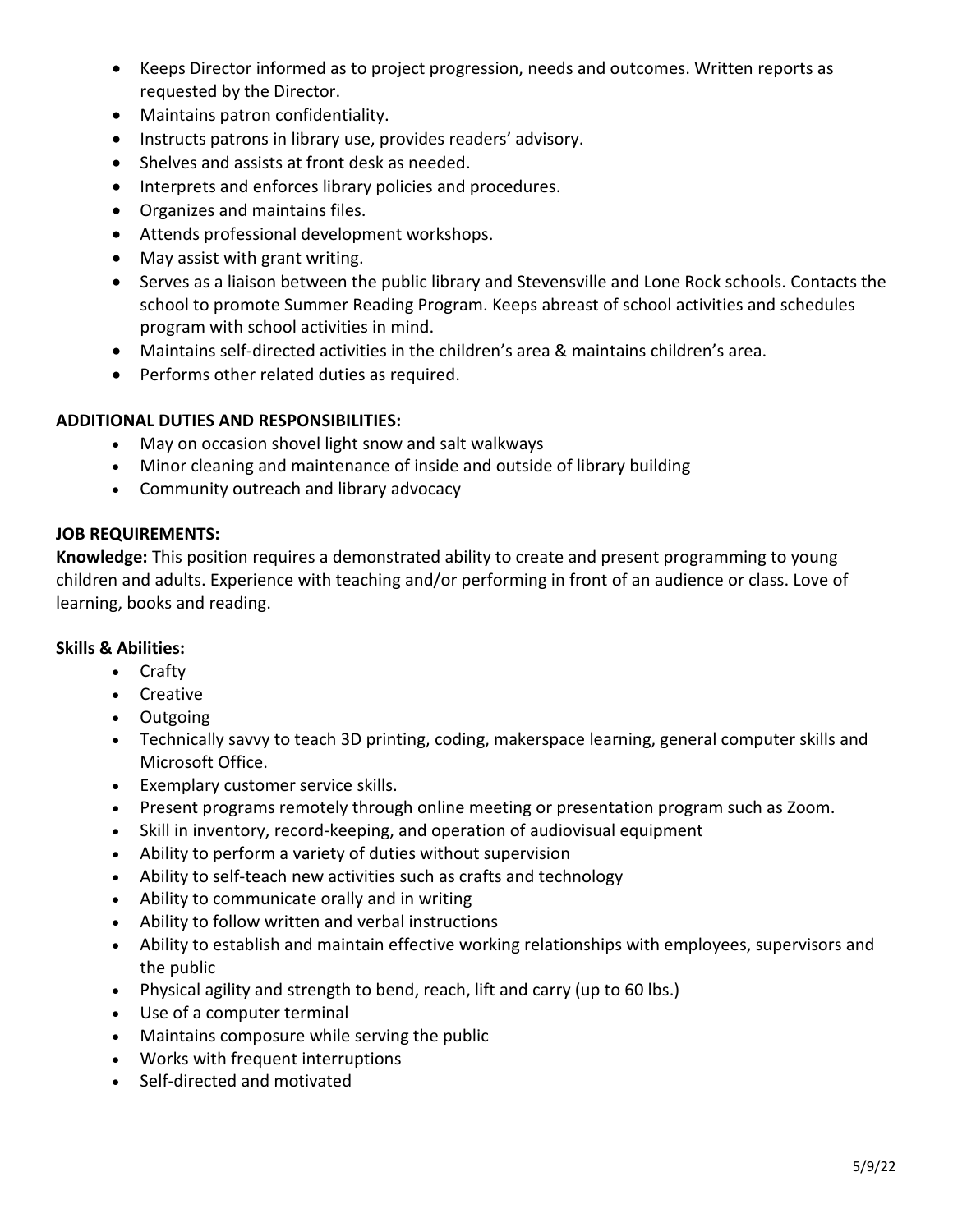- Keeps Director informed as to project progression, needs and outcomes. Written reports as requested by the Director.
- Maintains patron confidentiality.
- Instructs patrons in library use, provides readers' advisory.
- Shelves and assists at front desk as needed.
- Interprets and enforces library policies and procedures.
- Organizes and maintains files.
- Attends professional development workshops.
- May assist with grant writing.
- Serves as a liaison between the public library and Stevensville and Lone Rock schools. Contacts the school to promote Summer Reading Program. Keeps abreast of school activities and schedules program with school activities in mind.
- Maintains self-directed activities in the children's area & maintains children's area.
- Performs other related duties as required.

**ADDITIONAL DUTIES AND RESPONSIBILITIES:**

- May on occasion shovel light snow and salt walkways
- Minor cleaning and maintenance of inside and outside of library building
- Community outreach and library advocacy

**JOB REQUIREMENTS:**

**Knowledge:** This position requires a demonstrated ability to create and present programming to young children and adults. Experience with teaching and/or performing in front of an audience or class. Love of learning, books and reading.

**Skills & Abilities:**

- Crafty
- Creative
- Outgoing
- Technically savvy to teach 3D printing, coding, makerspace learning, general computer skills and Microsoft Office.
- Exemplary customer service skills.
- Present programs remotely through online meeting or presentation program such as Zoom.
- Skill in inventory, record-keeping, and operation of audiovisual equipment
- Ability to perform a variety of duties without supervision
- Ability to self-teach new activities such as crafts and technology
- Ability to communicate orally and in writing
- Ability to follow written and verbal instructions
- Ability to establish and maintain effective working relationships with employees, supervisors and the public
- Physical agility and strength to bend, reach, lift and carry (up to 60 lbs.)
- Use of a computer terminal
- Maintains composure while serving the public
- Works with frequent interruptions
- Self-directed and motivated

5/9/22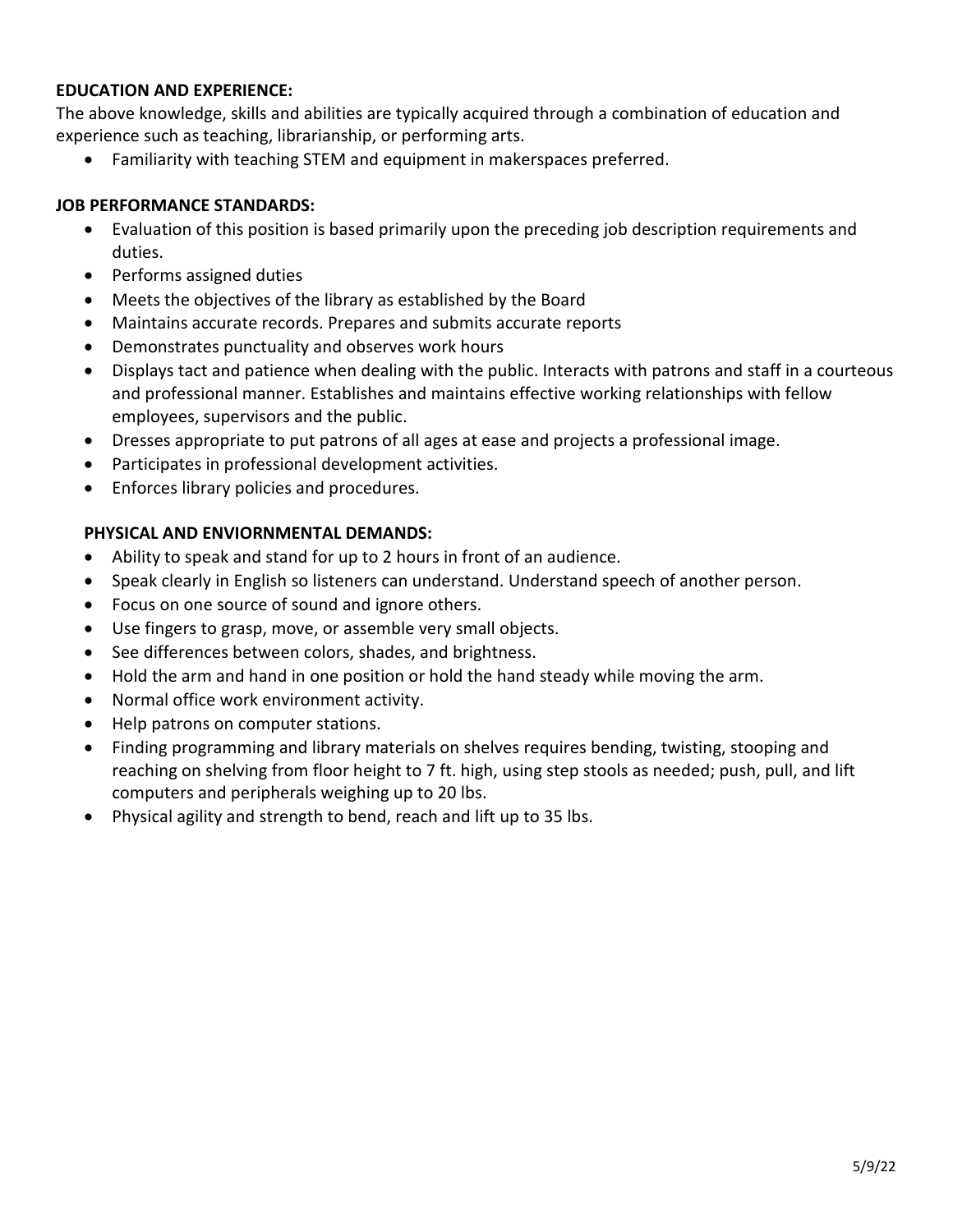**EDUCATION AND EXPERIENCE:**

The above knowledge, skills and abilities are typically acquired through a combination of education and experience such as teaching, librarianship, or performing arts.

- Familiarity with teaching STEM and equipment in makerspaces preferred.

**JOB PERFORMANCE STANDARDS:**

- Evaluation of this position is based primarily upon the preceding job description requirements and duties.
- Performs assigned duties
- Meets the objectives of the library as established by the Board
- Maintains accurate records. Prepares and submits accurate reports
- Demonstrates punctuality and observes work hours
- Displays tact and patience when dealing with the public. Interacts with patrons and staff in a courteous and professional manner. Establishes and maintains effective working relationships with fellow employees, supervisors and the public.
- Dresses appropriate to put patrons of all ages at ease and projects a professional image.
- Participates in professional development activities.
- Enforces library policies and procedures.

**PHYSICAL AND ENVIORNMENTAL DEMANDS:**

- Ability to speak and stand for up to 2 hours in front of an audience.
- Speak clearly in English so listeners can understand. Understand speech of another person.
- Focus on one source of sound and ignore others.
- Use fingers to grasp, move, or assemble very small objects.
- See differences between colors, shades, and brightness.
- Hold the arm and hand in one position or hold the hand steady while moving the arm.
- Normal office work environment activity.
- Help patrons on computer stations.
- Finding programming and library materials on shelves requires bending, twisting, stooping and reaching on shelving from floor height to 7 ft. high, using step stools as needed; push, pull, and lift computers and peripherals weighing up to 20 lbs.
- Physical agility and strength to bend, reach and lift up to 35 lbs.

5/9/22